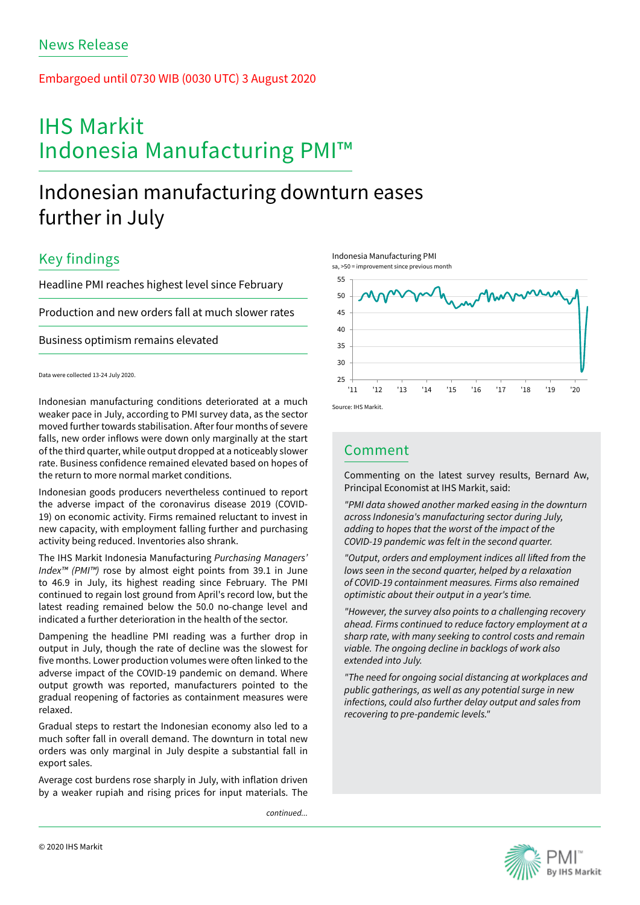News Release

Embargoed until 0730 WIB (0030 UTC) 3 August 2020

# IHS Markit Indonesia Manufacturing PMI™

## Indonesian manufacturing downturn eases further in July

### Key findings

Headline PMI reaches highest level since February

Production and new orders fall at much slower rates

Business optimism remains elevated

Data were collected 13-24 July 2020.

Indonesia Manufacturing PMI
sa, >50 = improvement since previous month

Source: IHS Markit.

Indonesian manufacturing conditions deteriorated at a much weaker pace in July, according to PMI survey data, as the sector moved further towards stabilisation. After four months of severe falls, new order inflows were down only marginally at the start of the third quarter, while output dropped at a noticeably slower rate. Business confidence remained elevated based on hopes of the return to more normal market conditions.

Indonesian goods producers nevertheless continued to report the adverse impact of the coronavirus disease 2019 (COVID-19) on economic activity. Firms remained reluctant to invest in new capacity, with employment falling further and purchasing activity being reduced. Inventories also shrank.

The IHS Markit Indonesia Manufacturing *Purchasing Managers' Index™ (PMI™)* rose by almost eight points from 39.1 in June to 46.9 in July, its highest reading since February. The PMI continued to regain lost ground from April's record low, but the latest reading remained below the 50.0 no-change level and indicated a further deterioration in the health of the sector.

Dampening the headline PMI reading was a further drop in output in July, though the rate of decline was the slowest for five months. Lower production volumes were often linked to the adverse impact of the COVID-19 pandemic on demand. Where output growth was reported, manufacturers pointed to the gradual reopening of factories as containment measures were relaxed.

Gradual steps to restart the Indonesian economy also led to a much softer fall in overall demand. The downturn in total new orders was only marginal in July despite a substantial fall in export sales.

Average cost burdens rose sharply in July, with inflation driven by a weaker rupiah and rising prices for input materials. The

*continued...*

### Comment

Commenting on the latest survey results, Bernard Aw, Principal Economist at IHS Markit, said:

*"PMI data showed another marked easing in the downturn across Indonesia's manufacturing sector during July, adding to hopes that the worst of the impact of the COVID-19 pandemic was felt in the second quarter.*

*"Output, orders and employment indices all lifted from the lows seen in the second quarter, helped by a relaxation of COVID-19 containment measures. Firms also remained optimistic about their output in a year's time.*

*"However, the survey also points to a challenging recovery ahead. Firms continued to reduce factory employment at a sharp rate, with many seeking to control costs and remain viable. The ongoing decline in backlogs of work also extended into July.*

*"The need for ongoing social distancing at workplaces and public gatherings, as well as any potential surge in new infections, could also further delay output and sales from recovering to pre-pandemic levels."*

© 2020 IHS Markit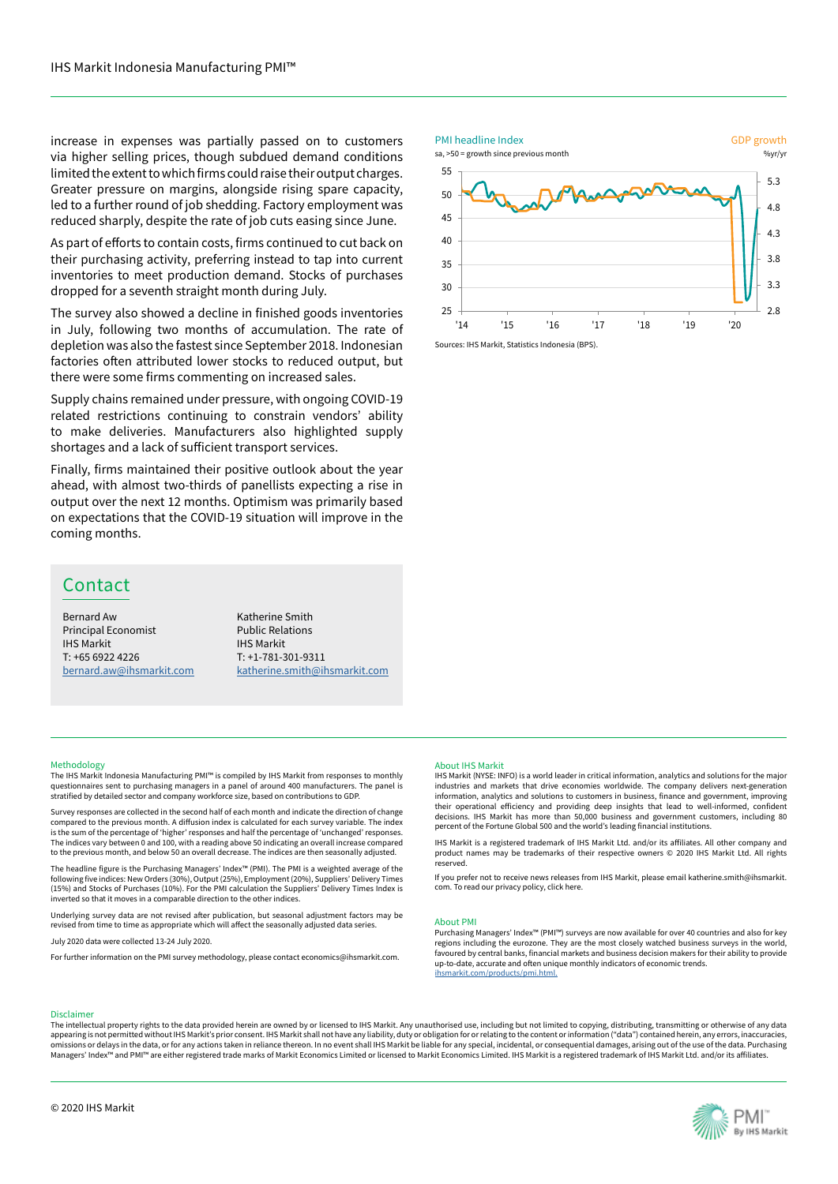increase in expenses was partially passed on to customers via higher selling prices, though subdued demand conditions limited the extent to which firms could raise their output charges. Greater pressure on margins, alongside rising spare capacity, led to a further round of job shedding. Factory employment was reduced sharply, despite the rate of job cuts easing since June.

As part of efforts to contain costs, firms continued to cut back on their purchasing activity, preferring instead to tap into current inventories to meet production demand. Stocks of purchases dropped for a seventh straight month during July.

The survey also showed a decline in finished goods inventories in July, following two months of accumulation. The rate of depletion was also the fastest since September 2018. Indonesian factories often attributed lower stocks to reduced output, but there were some firms commenting on increased sales.

Supply chains remained under pressure, with ongoing COVID-19 related restrictions continuing to constrain vendors' ability to make deliveries. Manufacturers also highlighted supply shortages and a lack of sufficient transport services.

Finally, firms maintained their positive outlook about the year ahead, with almost two-thirds of panellists expecting a rise in output over the next 12 months. Optimism was primarily based on expectations that the COVID-19 situation will improve in the coming months.

PMI headline Index
sa, >50 = growth since previous month

GDP growth
%yr/yr

55
50
45
40
35
30
25

5.3
4.8
4.3
3.8
3.3
2.8

'14 '15 '16 '17 '18 '19 '20

Sources: IHS Markit, Statistics Indonesia (BPS).

## Contact

Bernard Aw
Principal Economist
IHS Markit
T: +65 6922 4226
bernard.aw@ihsmarkit.com

Katherine Smith
Public Relations
IHS Markit
T: +1-781-301-9311
katherine.smith@ihsmarkit.com

### Methodology

The IHS Markit Indonesia Manufacturing PMI™ is compiled by IHS Markit from responses to monthly questionnaires sent to purchasing managers in a panel of around 400 manufacturers. The panel is stratified by detailed sector and company workforce size, based on contributions to GDP.

Survey responses are collected in the second half of each month and indicate the direction of change compared to the previous month. A diffusion index is calculated for each survey variable. The index is the sum of the percentage of 'higher' responses and half the percentage of 'unchanged' responses. The indices vary between 0 and 100, with a reading above 50 indicating an overall increase compared to the previous month, and below 50 an overall decrease. The indices are then seasonally adjusted.

The headline figure is the Purchasing Managers' Index™ (PMI). The PMI is a weighted average of the following five indices: New Orders (30%), Output (25%), Employment (20%), Suppliers' Delivery Times (15%) and Stocks of Purchases (10%). For the PMI calculation the Suppliers' Delivery Times Index is inverted so that it moves in a comparable direction to the other indices.

Underlying survey data are not revised after publication, but seasonal adjustment factors may be revised from time to time as appropriate which will affect the seasonally adjusted data series.

July 2020 data were collected 13-24 July 2020.

For further information on the PMI survey methodology, please contact economics@ihsmarkit.com.

### About IHS Markit

IHS Markit (NYSE: INFO) is a world leader in critical information, analytics and solutions for the major industries and markets that drive economies worldwide. The company delivers next-generation information, analytics and solutions to customers in business, finance and government, improving their operational efficiency and providing deep insights that lead to well-informed, confident decisions. IHS Markit has more than 50,000 business and government customers, including 80 percent of the Fortune Global 500 and the world's leading financial institutions.

IHS Markit is a registered trademark of IHS Markit Ltd. and/or its affiliates. All other company and product names may be trademarks of their respective owners © 2020 IHS Markit Ltd. All rights reserved.

If you prefer not to receive news releases from IHS Markit, please email katherine.smith@ihsmarkit.com. To read our privacy policy, click here.

### About PMI

Purchasing Managers' Index™ (PMI™) surveys are now available for over 40 countries and also for key regions including the eurozone. They are the most closely watched business surveys in the world, favoured by central banks, financial markets and business decision makers for their ability to provide up-to-date, accurate and often unique monthly indicators of economic trends. ihsmarkit.com/products/pmi.html.

### Disclaimer

The intellectual property rights to the data provided herein are owned by or licensed to IHS Markit. Any unauthorised use, including but not limited to copying, distributing, transmitting or otherwise of any data appearing is not permitted without IHS Markit's prior consent. IHS Markit shall not have any liability, duty or obligation for or relating to the content or information ("data") contained herein, any errors, inaccuracies, omissions or delays in the data, or for any actions taken in reliance thereon. In no event shall IHS Markit be liable for any special, incidental, or consequential damages, arising out of the use of the data. Purchasing Managers' Index™ and PMI™ are either registered trade marks of Markit Economics Limited or licensed to Markit Economics Limited. IHS Markit is a registered trademark of IHS Markit Ltd. and/or its affiliates.

© 2020 IHS Markit